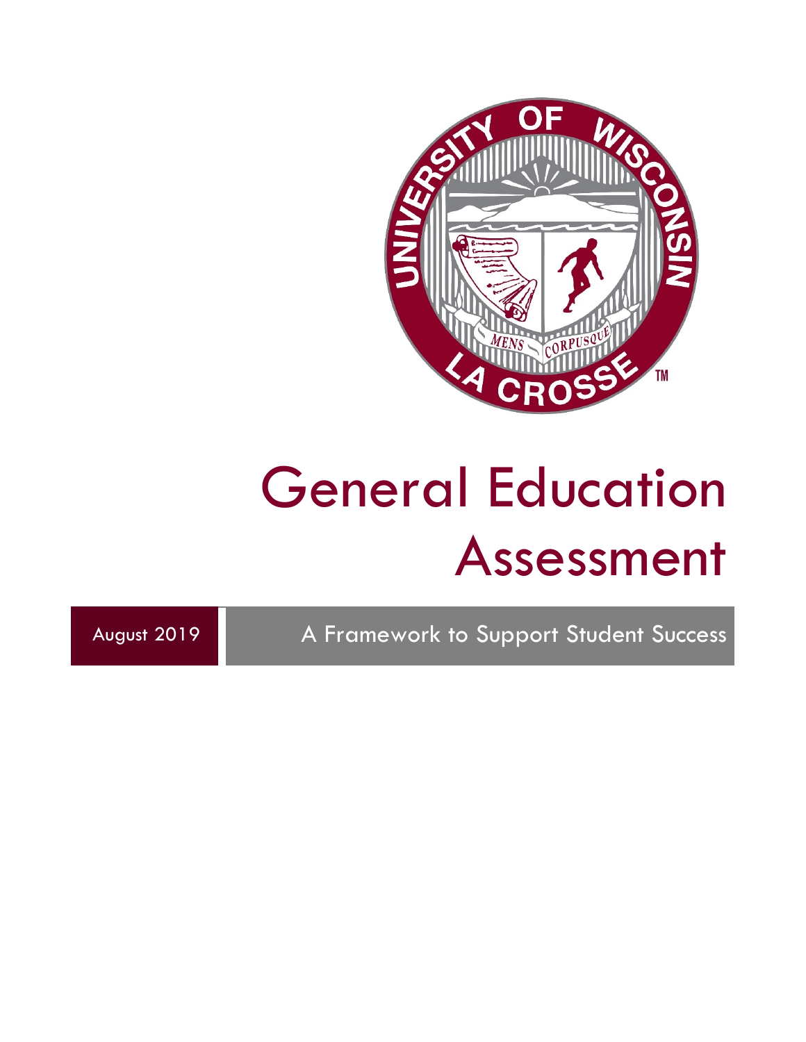# General Education Assessment

August 2019

A Framework to Support Student Success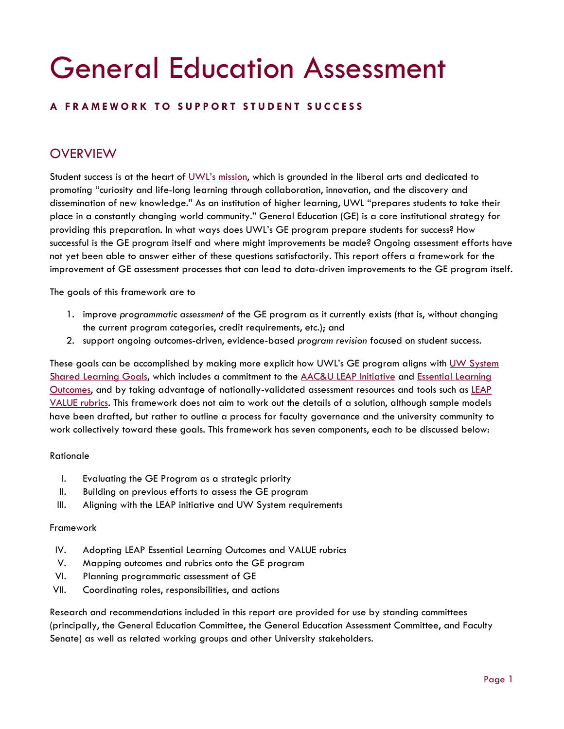# General Education Assessment

**A FRAMEWORK TO SUPPORT STUDENT SUCCESS**

## OVERVIEW

Student success is at the heart of [UWL's mission](), which is grounded in the liberal arts and dedicated to promoting "curiosity and life-long learning through collaboration, innovation, and the discovery and dissemination of new knowledge." As an institution of higher learning, UWL "prepares students to take their place in a constantly changing world community." General Education (GE) is a core institutional strategy for providing this preparation. In what ways does UWL's GE program prepare students for success? How successful is the GE program itself and where might improvements be made? Ongoing assessment efforts have not yet been able to answer either of these questions satisfactorily. This report offers a framework for the improvement of GE assessment processes that can lead to data-driven improvements to the GE program itself.

The goals of this framework are to

1. improve *programmatic assessment* of the GE program as it currently exists (that is, without changing the current program categories, credit requirements, etc.); and
2. support ongoing outcomes-driven, evidence-based *program revision* focused on student success.

These goals can be accomplished by making more explicit how UWL's GE program aligns with UW System Shared Learning Goals, which includes a commitment to the AAC&U LEAP Initiative and Essential Learning Outcomes, and by taking advantage of nationally-validated assessment resources and tools such as LEAP VALUE rubrics. This framework does not aim to work out the details of a solution, although sample models have been drafted, but rather to outline a process for faculty governance and the university community to work collectively toward these goals. This framework has seven components, each to be discussed below:

Rationale

- I. Evaluating the GE Program as a strategic priority
- II. Building on previous efforts to assess the GE program
- III. Aligning with the LEAP initiative and UW System requirements

Framework

- IV. Adopting LEAP Essential Learning Outcomes and VALUE rubrics
- V. Mapping outcomes and rubrics onto the GE program
- VI. Planning programmatic assessment of GE
- VII. Coordinating roles, responsibilities, and actions

Research and recommendations included in this report are provided for use by standing committees (principally, the General Education Committee, the General Education Assessment Committee, and Faculty Senate) as well as related working groups and other University stakeholders.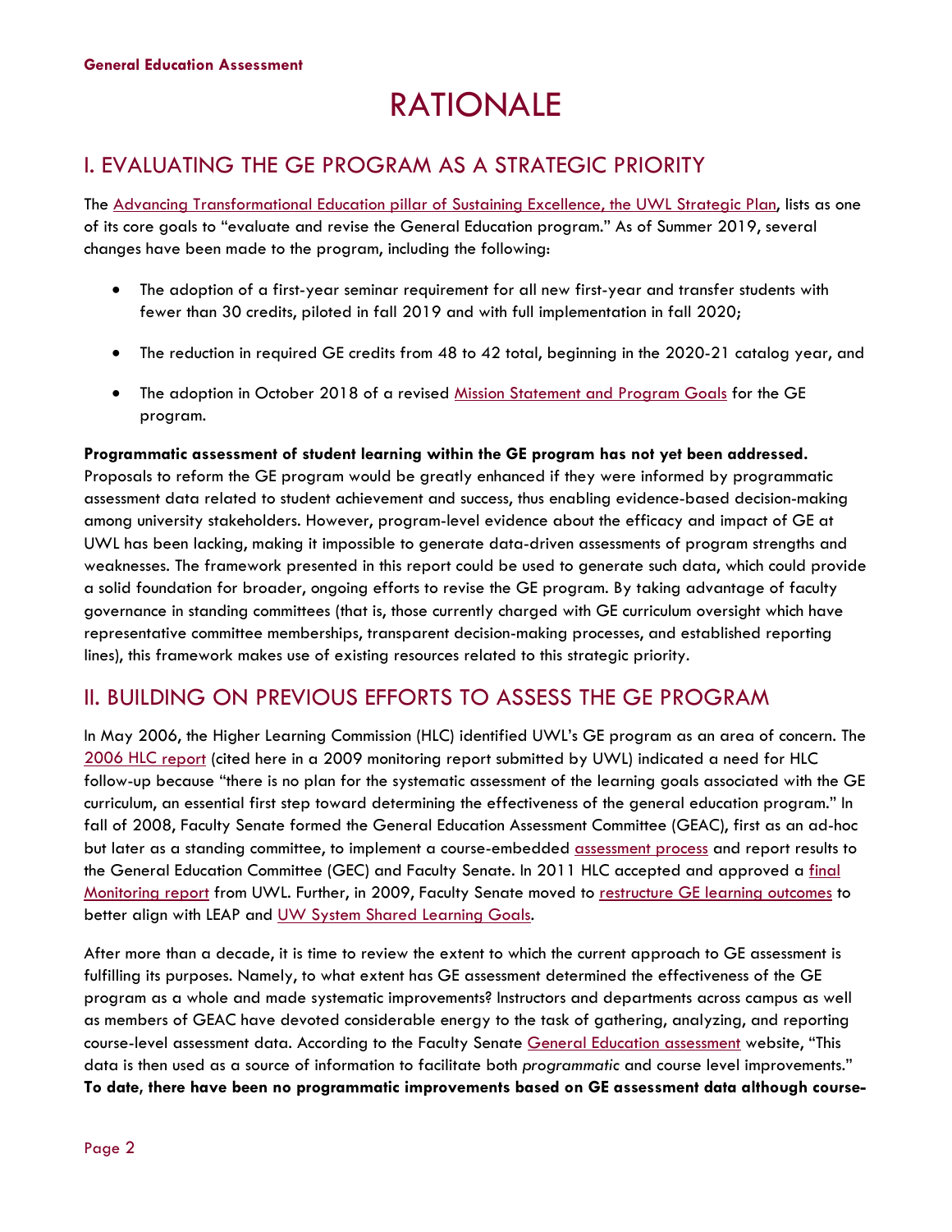# RATIONALE

## I. EVALUATING THE GE PROGRAM AS A STRATEGIC PRIORITY

The Advancing Transformational Education pillar of Sustaining Excellence, the UWL Strategic Plan, lists as one of its core goals to "evaluate and revise the General Education program." As of Summer 2019, several changes have been made to the program, including the following:

- The adoption of a first-year seminar requirement for all new first-year and transfer students with fewer than 30 credits, piloted in fall 2019 and with full implementation in fall 2020;
- The reduction in required GE credits from 48 to 42 total, beginning in the 2020-21 catalog year, and
- The adoption in October 2018 of a revised Mission Statement and Program Goals for the GE program.

**Programmatic assessment of student learning within the GE program has not yet been addressed.** Proposals to reform the GE program would be greatly enhanced if they were informed by programmatic assessment data related to student achievement and success, thus enabling evidence-based decision-making among university stakeholders. However, program-level evidence about the efficacy and impact of GE at UWL has been lacking, making it impossible to generate data-driven assessments of program strengths and weaknesses. The framework presented in this report could be used to generate such data, which could provide a solid foundation for broader, ongoing efforts to revise the GE program. By taking advantage of faculty governance in standing committees (that is, those currently charged with GE curriculum oversight which have representative committee memberships, transparent decision-making processes, and established reporting lines), this framework makes use of existing resources related to this strategic priority.

## II. BUILDING ON PREVIOUS EFFORTS TO ASSESS THE GE PROGRAM

In May 2006, the Higher Learning Commission (HLC) identified UWL's GE program as an area of concern. The 2006 HLC report (cited here in a 2009 monitoring report submitted by UWL) indicated a need for HLC follow-up because "there is no plan for the systematic assessment of the learning goals associated with the GE curriculum, an essential first step toward determining the effectiveness of the general education program." In fall of 2008, Faculty Senate formed the General Education Assessment Committee (GEAC), first as an ad-hoc but later as a standing committee, to implement a course-embedded assessment process and report results to the General Education Committee (GEC) and Faculty Senate. In 2011 HLC accepted and approved a final Monitoring report from UWL. Further, in 2009, Faculty Senate moved to restructure GE learning outcomes to better align with LEAP and UW System Shared Learning Goals.

After more than a decade, it is time to review the extent to which the current approach to GE assessment is fulfilling its purposes. Namely, to what extent has GE assessment determined the effectiveness of the GE program as a whole and made systematic improvements? Instructors and departments across campus as well as members of GEAC have devoted considerable energy to the task of gathering, analyzing, and reporting course-level assessment data. According to the Faculty Senate General Education assessment website, "This data is then used as a source of information to facilitate both *programmatic* and course level improvements." **To date, there have been no programmatic improvements based on GE assessment data although course-**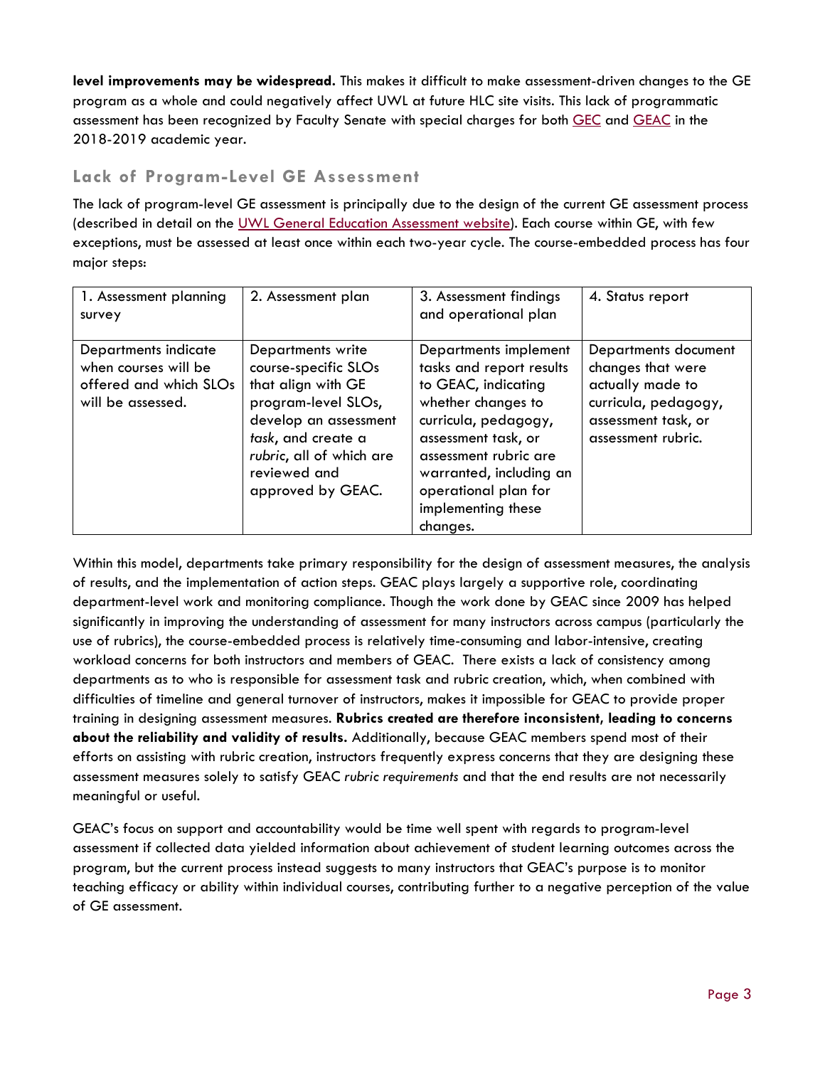**level improvements may be widespread.** This makes it difficult to make assessment-driven changes to the GE program as a whole and could negatively affect UWL at future HLC site visits. This lack of programmatic assessment has been recognized by Faculty Senate with special charges for both GEC and GEAC in the 2018-2019 academic year.

## Lack of Program-Level GE Assessment

The lack of program-level GE assessment is principally due to the design of the current GE assessment process (described in detail on the UWL General Education Assessment website). Each course within GE, with few exceptions, must be assessed at least once within each two-year cycle. The course-embedded process has four major steps:

| 1. Assessment planning survey | 2. Assessment plan | 3. Assessment findings and operational plan | 4. Status report |
|---|---|---|---|
| Departments indicate when courses will be offered and which SLOs will be assessed. | Departments write course-specific SLOs that align with GE program-level SLOs, develop an assessment *task*, and create a *rubric*, all of which are reviewed and approved by GEAC. | Departments implement tasks and report results to GEAC, indicating whether changes to curricula, pedagogy, assessment task, or assessment rubric are warranted, including an operational plan for implementing these changes. | Departments document changes that were actually made to curricula, pedagogy, assessment task, or assessment rubric. |

Within this model, departments take primary responsibility for the design of assessment measures, the analysis of results, and the implementation of action steps. GEAC plays largely a supportive role, coordinating department-level work and monitoring compliance. Though the work done by GEAC since 2009 has helped significantly in improving the understanding of assessment for many instructors across campus (particularly the use of rubrics), the course-embedded process is relatively time-consuming and labor-intensive, creating workload concerns for both instructors and members of GEAC. There exists a lack of consistency among departments as to who is responsible for assessment task and rubric creation, which, when combined with difficulties of timeline and general turnover of instructors, makes it impossible for GEAC to provide proper training in designing assessment measures. **Rubrics created are therefore inconsistent, leading to concerns about the reliability and validity of results.** Additionally, because GEAC members spend most of their efforts on assisting with rubric creation, instructors frequently express concerns that they are designing these assessment measures solely to satisfy GEAC *rubric requirements* and that the end results are not necessarily meaningful or useful.

GEAC's focus on support and accountability would be time well spent with regards to program-level assessment if collected data yielded information about achievement of student learning outcomes across the program, but the current process instead suggests to many instructors that GEAC's purpose is to monitor teaching efficacy or ability within individual courses, contributing further to a negative perception of the value of GE assessment.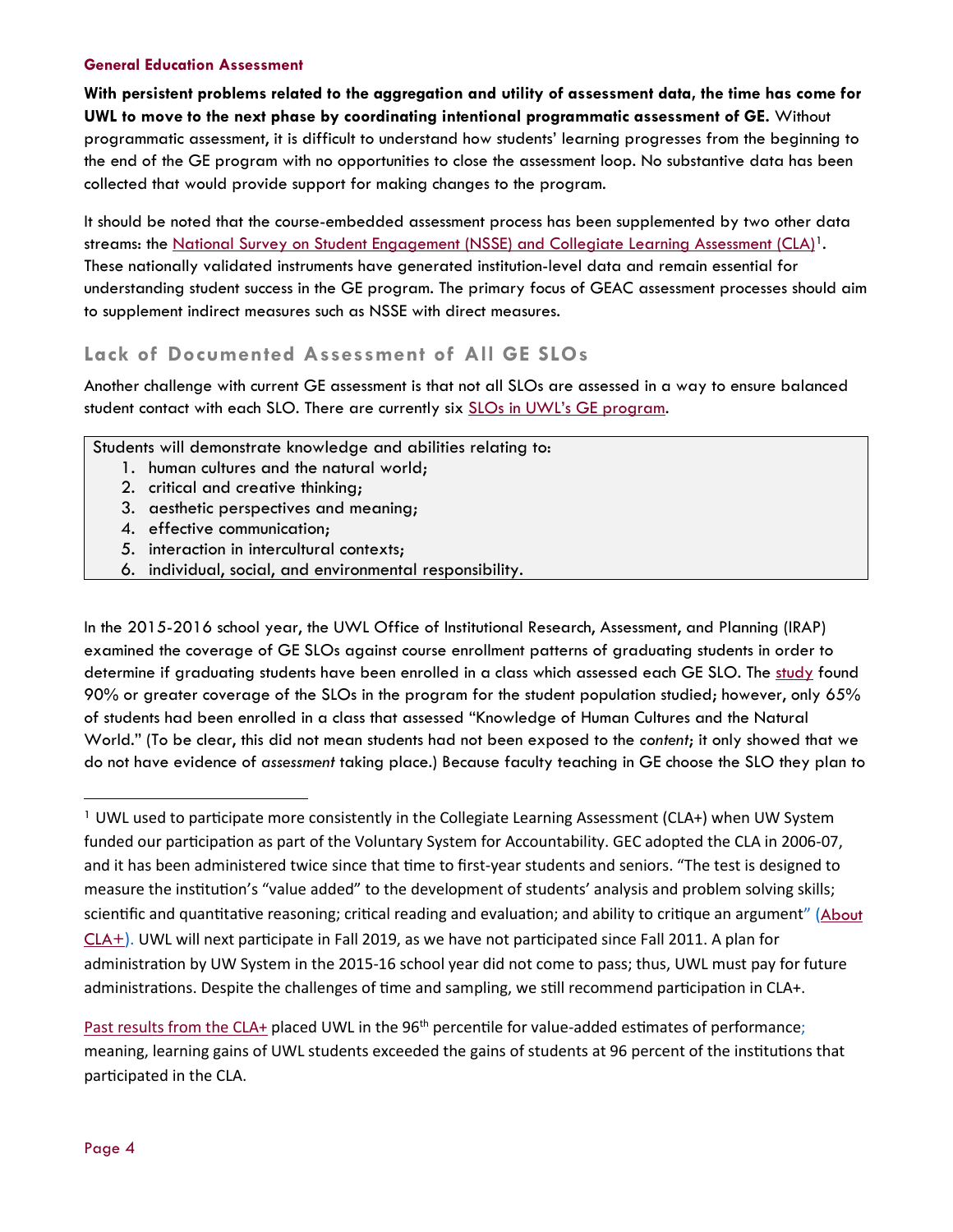### General Education Assessment

**With persistent problems related to the aggregation and utility of assessment data, the time has come for UWL to move to the next phase by coordinating intentional programmatic assessment of GE.** Without programmatic assessment, it is difficult to understand how students' learning progresses from the beginning to the end of the GE program with no opportunities to close the assessment loop. No substantive data has been collected that would provide support for making changes to the program.

It should be noted that the course-embedded assessment process has been supplemented by two other data streams: the National Survey on Student Engagement (NSSE) and Collegiate Learning Assessment (CLA)[1]. These nationally validated instruments have generated institution-level data and remain essential for understanding student success in the GE program. The primary focus of GEAC assessment processes should aim to supplement indirect measures such as NSSE with direct measures.

## Lack of Documented Assessment of All GE SLOs

Another challenge with current GE assessment is that not all SLOs are assessed in a way to ensure balanced student contact with each SLO. There are currently six SLOs in UWL's GE program.

Students will demonstrate knowledge and abilities relating to:

1. human cultures and the natural world;
2. critical and creative thinking;
3. aesthetic perspectives and meaning;
4. effective communication;
5. interaction in intercultural contexts;
6. individual, social, and environmental responsibility.

In the 2015-2016 school year, the UWL Office of Institutional Research, Assessment, and Planning (IRAP) examined the coverage of GE SLOs against course enrollment patterns of graduating students in order to determine if graduating students have been enrolled in a class which assessed each GE SLO. The study found 90% or greater coverage of the SLOs in the program for the student population studied; however, only 65% of students had been enrolled in a class that assessed "Knowledge of Human Cultures and the Natural World." (To be clear, this did not mean students had not been exposed to the *content*; it only showed that we do not have evidence of *assessment* taking place.) Because faculty teaching in GE choose the SLO they plan to

---

[1] UWL used to participate more consistently in the Collegiate Learning Assessment (CLA+) when UW System funded our participation as part of the Voluntary System for Accountability. GEC adopted the CLA in 2006-07, and it has been administered twice since that time to first-year students and seniors. "The test is designed to measure the institution's "value added" to the development of students' analysis and problem solving skills; scientific and quantitative reasoning; critical reading and evaluation; and ability to critique an argument" (About CLA+). UWL will next participate in Fall 2019, as we have not participated since Fall 2011. A plan for administration by UW System in the 2015-16 school year did not come to pass; thus, UWL must pay for future administrations. Despite the challenges of time and sampling, we still recommend participation in CLA+.

Past results from the CLA+ placed UWL in the 96th percentile for value-added estimates of performance; meaning, learning gains of UWL students exceeded the gains of students at 96 percent of the institutions that participated in the CLA.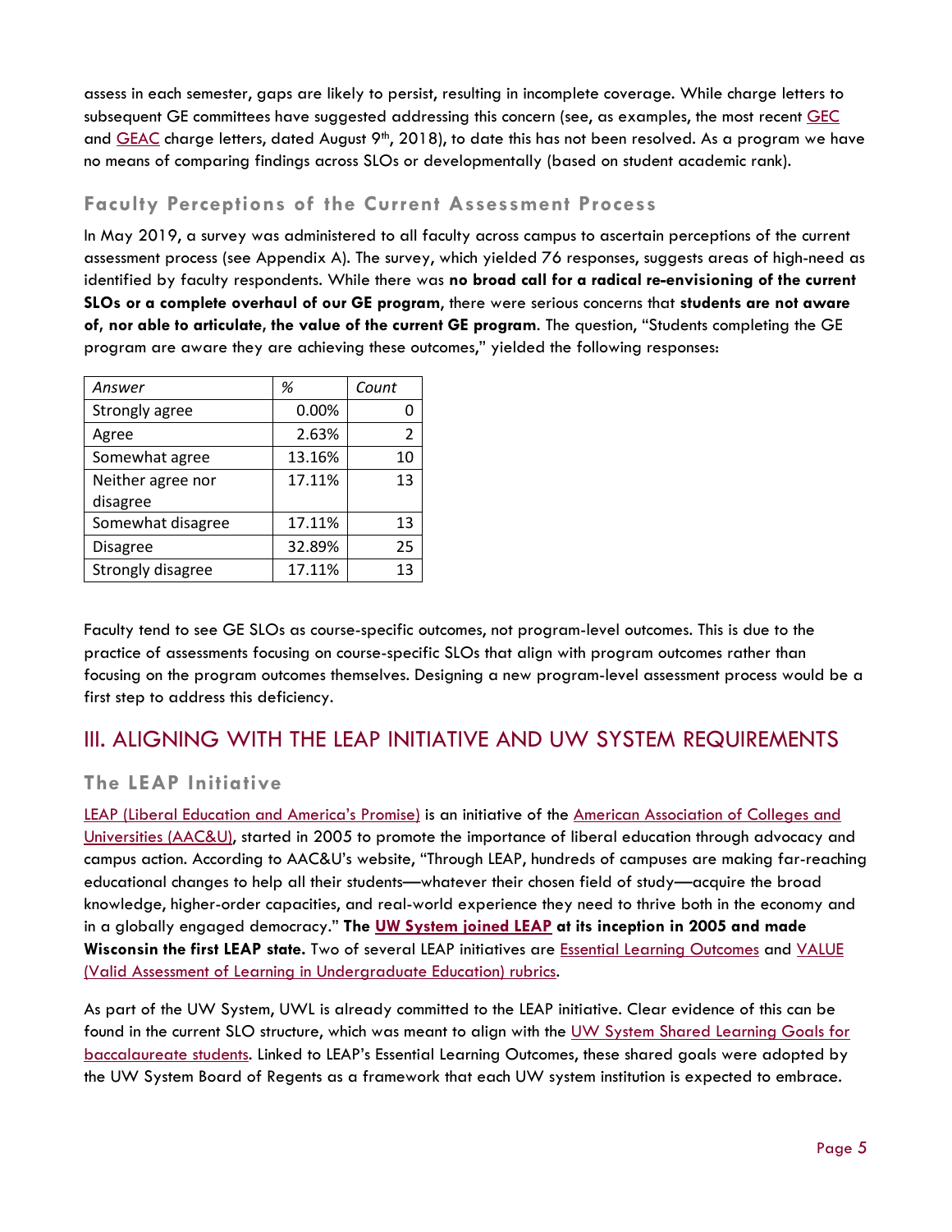assess in each semester, gaps are likely to persist, resulting in incomplete coverage. While charge letters to subsequent GE committees have suggested addressing this concern (see, as examples, the most recent GEC and GEAC charge letters, dated August 9th, 2018), to date this has not been resolved. As a program we have no means of comparing findings across SLOs or developmentally (based on student academic rank).

### Faculty Perceptions of the Current Assessment Process

In May 2019, a survey was administered to all faculty across campus to ascertain perceptions of the current assessment process (see Appendix A). The survey, which yielded 76 responses, suggests areas of high-need as identified by faculty respondents. While there was **no broad call for a radical re-envisioning of the current SLOs or a complete overhaul of our GE program**, there were serious concerns that **students are not aware of, nor able to articulate, the value of the current GE program**. The question, "Students completing the GE program are aware they are achieving these outcomes," yielded the following responses:

| *Answer* | *%* | *Count* |
|---|---|---|
| Strongly agree | 0.00% | 0 |
| Agree | 2.63% | 2 |
| Somewhat agree | 13.16% | 10 |
| Neither agree nor disagree | 17.11% | 13 |
| Somewhat disagree | 17.11% | 13 |
| Disagree | 32.89% | 25 |
| Strongly disagree | 17.11% | 13 |

Faculty tend to see GE SLOs as course-specific outcomes, not program-level outcomes. This is due to the practice of assessments focusing on course-specific SLOs that align with program outcomes rather than focusing on the program outcomes themselves. Designing a new program-level assessment process would be a first step to address this deficiency.

## III. ALIGNING WITH THE LEAP INITIATIVE AND UW SYSTEM REQUIREMENTS

### The LEAP Initiative

LEAP (Liberal Education and America's Promise) is an initiative of the American Association of Colleges and Universities (AAC&U), started in 2005 to promote the importance of liberal education through advocacy and campus action. According to AAC&U's website, "Through LEAP, hundreds of campuses are making far-reaching educational changes to help all their students—whatever their chosen field of study—acquire the broad knowledge, higher-order capacities, and real-world experience they need to thrive both in the economy and in a globally engaged democracy." **The UW System joined LEAP at its inception in 2005 and made Wisconsin the first LEAP state.** Two of several LEAP initiatives are Essential Learning Outcomes and VALUE (Valid Assessment of Learning in Undergraduate Education) rubrics.

As part of the UW System, UWL is already committed to the LEAP initiative. Clear evidence of this can be found in the current SLO structure, which was meant to align with the UW System Shared Learning Goals for baccalaureate students. Linked to LEAP's Essential Learning Outcomes, these shared goals were adopted by the UW System Board of Regents as a framework that each UW system institution is expected to embrace.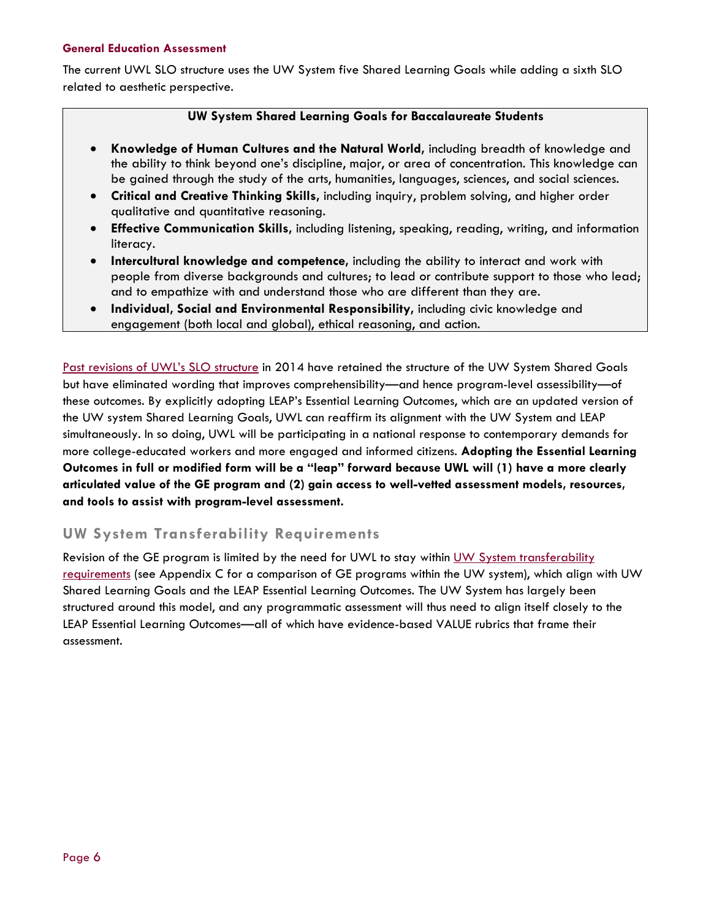### General Education Assessment

The current UWL SLO structure uses the UW System five Shared Learning Goals while adding a sixth SLO related to aesthetic perspective.

**UW System Shared Learning Goals for Baccalaureate Students**

- **Knowledge of Human Cultures and the Natural World**, including breadth of knowledge and the ability to think beyond one's discipline, major, or area of concentration. This knowledge can be gained through the study of the arts, humanities, languages, sciences, and social sciences.
- **Critical and Creative Thinking Skills**, including inquiry, problem solving, and higher order qualitative and quantitative reasoning.
- **Effective Communication Skills**, including listening, speaking, reading, writing, and information literacy.
- **Intercultural knowledge and competence**, including the ability to interact and work with people from diverse backgrounds and cultures; to lead or contribute support to those who lead; and to empathize with and understand those who are different than they are.
- **Individual, Social and Environmental Responsibility**, including civic knowledge and engagement (both local and global), ethical reasoning, and action.

Past revisions of UWL's SLO structure in 2014 have retained the structure of the UW System Shared Goals but have eliminated wording that improves comprehensibility—and hence program-level assessibility—of these outcomes. By explicitly adopting LEAP's Essential Learning Outcomes, which are an updated version of the UW system Shared Learning Goals, UWL can reaffirm its alignment with the UW System and LEAP simultaneously. In so doing, UWL will be participating in a national response to contemporary demands for more college-educated workers and more engaged and informed citizens. **Adopting the Essential Learning Outcomes in full or modified form will be a "leap" forward because UWL will (1) have a more clearly articulated value of the GE program and (2) gain access to well-vetted assessment models, resources, and tools to assist with program-level assessment.**

## UW System Transferability Requirements

Revision of the GE program is limited by the need for UWL to stay within UW System transferability requirements (see Appendix C for a comparison of GE programs within the UW system), which align with UW Shared Learning Goals and the LEAP Essential Learning Outcomes. The UW System has largely been structured around this model, and any programmatic assessment will thus need to align itself closely to the LEAP Essential Learning Outcomes—all of which have evidence-based VALUE rubrics that frame their assessment.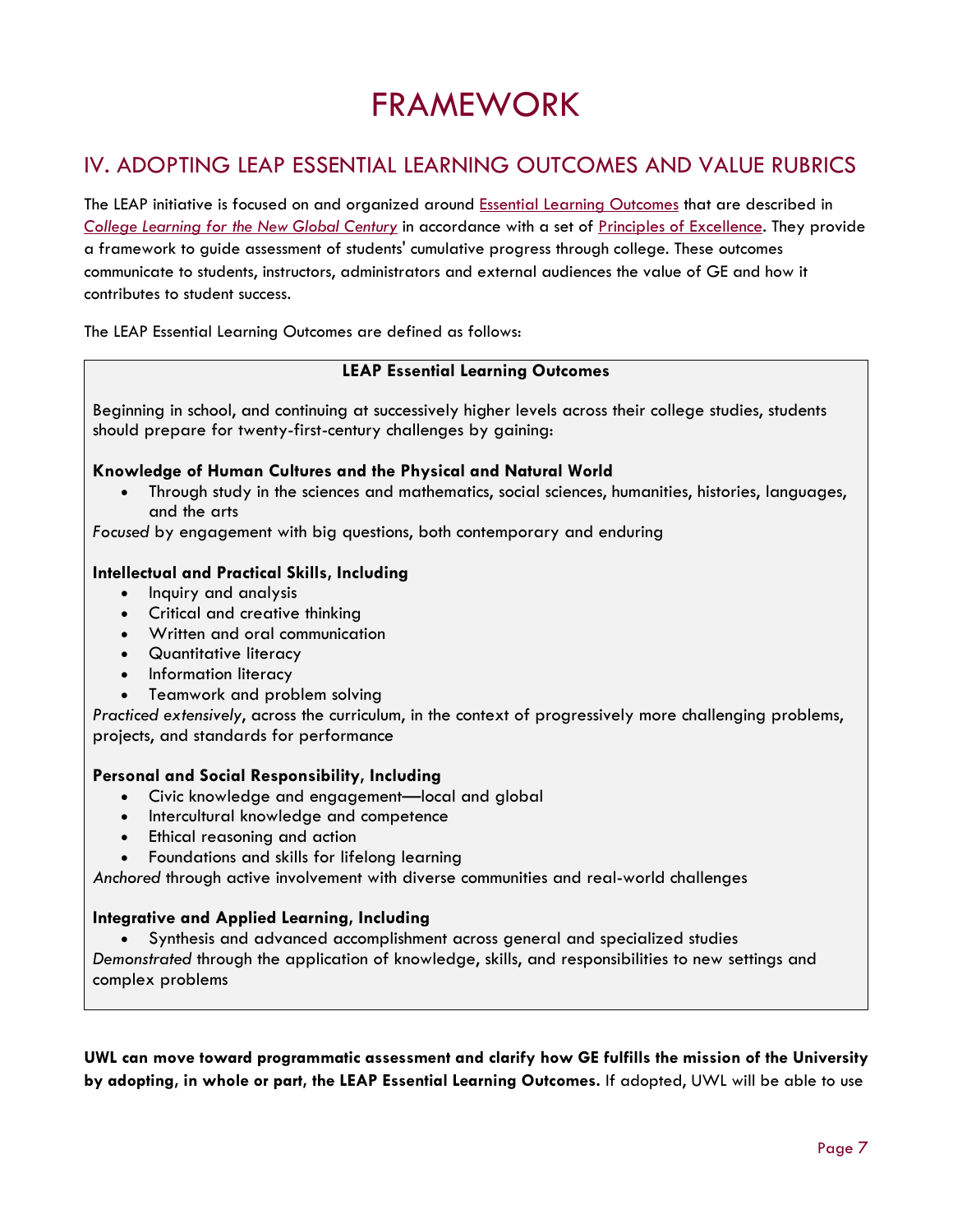# FRAMEWORK

## IV. ADOPTING LEAP ESSENTIAL LEARNING OUTCOMES AND VALUE RUBRICS

The LEAP initiative is focused on and organized around Essential Learning Outcomes that are described in *College Learning for the New Global Century* in accordance with a set of Principles of Excellence. They provide a framework to guide assessment of students' cumulative progress through college. These outcomes communicate to students, instructors, administrators and external audiences the value of GE and how it contributes to student success.

The LEAP Essential Learning Outcomes are defined as follows:

**LEAP Essential Learning Outcomes**

Beginning in school, and continuing at successively higher levels across their college studies, students should prepare for twenty-first-century challenges by gaining:

**Knowledge of Human Cultures and the Physical and Natural World**

- Through study in the sciences and mathematics, social sciences, humanities, histories, languages, and the arts

*Focused* by engagement with big questions, both contemporary and enduring

**Intellectual and Practical Skills, Including**

- Inquiry and analysis
- Critical and creative thinking
- Written and oral communication
- Quantitative literacy
- Information literacy
- Teamwork and problem solving

*Practiced extensively*, across the curriculum, in the context of progressively more challenging problems, projects, and standards for performance

**Personal and Social Responsibility, Including**

- Civic knowledge and engagement—local and global
- Intercultural knowledge and competence
- Ethical reasoning and action
- Foundations and skills for lifelong learning

*Anchored* through active involvement with diverse communities and real-world challenges

**Integrative and Applied Learning, Including**

- Synthesis and advanced accomplishment across general and specialized studies

*Demonstrated* through the application of knowledge, skills, and responsibilities to new settings and complex problems

**UWL can move toward programmatic assessment and clarify how GE fulfills the mission of the University by adopting, in whole or part, the LEAP Essential Learning Outcomes.** If adopted, UWL will be able to use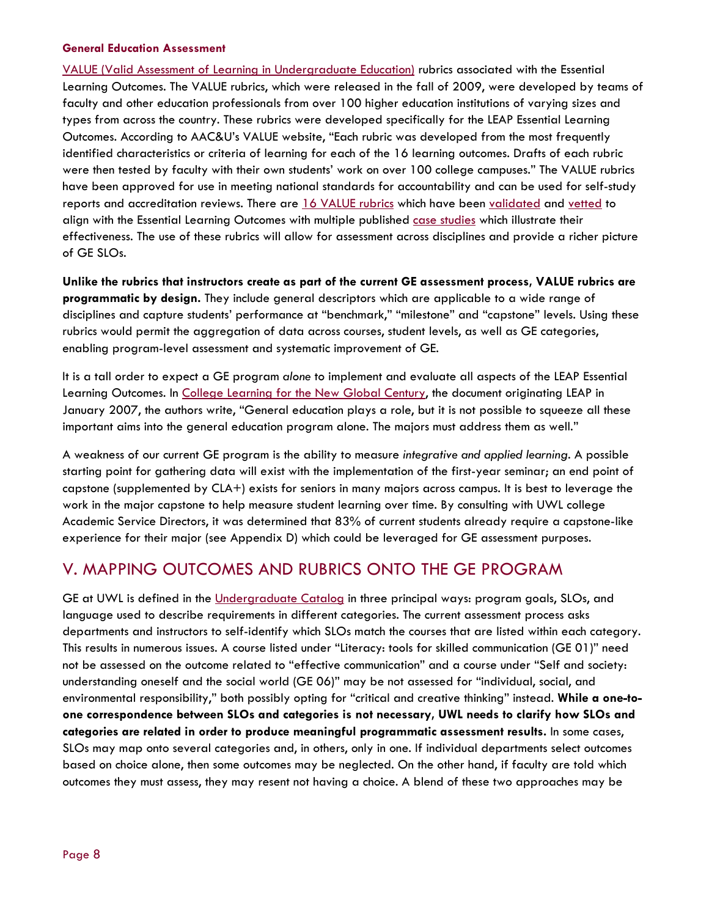**General Education Assessment**

VALUE (Valid Assessment of Learning in Undergraduate Education) rubrics associated with the Essential Learning Outcomes. The VALUE rubrics, which were released in the fall of 2009, were developed by teams of faculty and other education professionals from over 100 higher education institutions of varying sizes and types from across the country. These rubrics were developed specifically for the LEAP Essential Learning Outcomes. According to AAC&U's VALUE website, "Each rubric was developed from the most frequently identified characteristics or criteria of learning for each of the 16 learning outcomes. Drafts of each rubric were then tested by faculty with their own students' work on over 100 college campuses." The VALUE rubrics have been approved for use in meeting national standards for accountability and can be used for self-study reports and accreditation reviews. There are 16 VALUE rubrics which have been validated and vetted to align with the Essential Learning Outcomes with multiple published case studies which illustrate their effectiveness. The use of these rubrics will allow for assessment across disciplines and provide a richer picture of GE SLOs.

**Unlike the rubrics that instructors create as part of the current GE assessment process, VALUE rubrics are programmatic by design.** They include general descriptors which are applicable to a wide range of disciplines and capture students' performance at "benchmark," "milestone" and "capstone" levels. Using these rubrics would permit the aggregation of data across courses, student levels, as well as GE categories, enabling program-level assessment and systematic improvement of GE.

It is a tall order to expect a GE program *alone* to implement and evaluate all aspects of the LEAP Essential Learning Outcomes. In College Learning for the New Global Century, the document originating LEAP in January 2007, the authors write, "General education plays a role, but it is not possible to squeeze all these important aims into the general education program alone. The majors must address them as well."

A weakness of our current GE program is the ability to measure *integrative and applied learning*. A possible starting point for gathering data will exist with the implementation of the first-year seminar; an end point of capstone (supplemented by CLA+) exists for seniors in many majors across campus. It is best to leverage the work in the major capstone to help measure student learning over time. By consulting with UWL college Academic Service Directors, it was determined that 83% of current students already require a capstone-like experience for their major (see Appendix D) which could be leveraged for GE assessment purposes.

## V. MAPPING OUTCOMES AND RUBRICS ONTO THE GE PROGRAM

GE at UWL is defined in the Undergraduate Catalog in three principal ways: program goals, SLOs, and language used to describe requirements in different categories. The current assessment process asks departments and instructors to self-identify which SLOs match the courses that are listed within each category. This results in numerous issues. A course listed under "Literacy: tools for skilled communication (GE 01)" need not be assessed on the outcome related to "effective communication" and a course under "Self and society: understanding oneself and the social world (GE 06)" may be not assessed for "individual, social, and environmental responsibility," both possibly opting for "critical and creative thinking" instead. **While a one-to-one correspondence between SLOs and categories is not necessary, UWL needs to clarify how SLOs and categories are related in order to produce meaningful programmatic assessment results.** In some cases, SLOs may map onto several categories and, in others, only in one. If individual departments select outcomes based on choice alone, then some outcomes may be neglected. On the other hand, if faculty are told which outcomes they must assess, they may resent not having a choice. A blend of these two approaches may be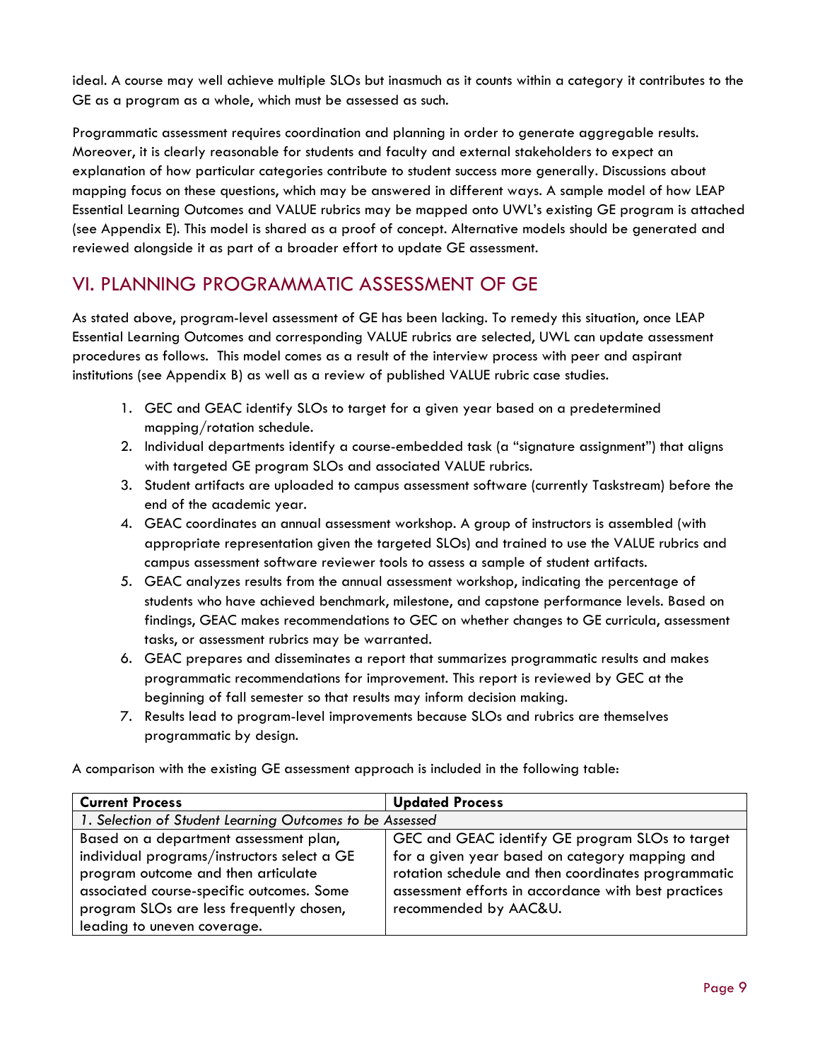ideal. A course may well achieve multiple SLOs but inasmuch as it counts within a category it contributes to the GE as a program as a whole, which must be assessed as such.

Programmatic assessment requires coordination and planning in order to generate aggregable results. Moreover, it is clearly reasonable for students and faculty and external stakeholders to expect an explanation of how particular categories contribute to student success more generally. Discussions about mapping focus on these questions, which may be answered in different ways. A sample model of how LEAP Essential Learning Outcomes and VALUE rubrics may be mapped onto UWL's existing GE program is attached (see Appendix E). This model is shared as a proof of concept. Alternative models should be generated and reviewed alongside it as part of a broader effort to update GE assessment.

## VI. PLANNING PROGRAMMATIC ASSESSMENT OF GE

As stated above, program-level assessment of GE has been lacking. To remedy this situation, once LEAP Essential Learning Outcomes and corresponding VALUE rubrics are selected, UWL can update assessment procedures as follows. This model comes as a result of the interview process with peer and aspirant institutions (see Appendix B) as well as a review of published VALUE rubric case studies.

1. GEC and GEAC identify SLOs to target for a given year based on a predetermined mapping/rotation schedule.
2. Individual departments identify a course-embedded task (a "signature assignment") that aligns with targeted GE program SLOs and associated VALUE rubrics.
3. Student artifacts are uploaded to campus assessment software (currently Taskstream) before the end of the academic year.
4. GEAC coordinates an annual assessment workshop. A group of instructors is assembled (with appropriate representation given the targeted SLOs) and trained to use the VALUE rubrics and campus assessment software reviewer tools to assess a sample of student artifacts.
5. GEAC analyzes results from the annual assessment workshop, indicating the percentage of students who have achieved benchmark, milestone, and capstone performance levels. Based on findings, GEAC makes recommendations to GEC on whether changes to GE curricula, assessment tasks, or assessment rubrics may be warranted.
6. GEAC prepares and disseminates a report that summarizes programmatic results and makes programmatic recommendations for improvement. This report is reviewed by GEC at the beginning of fall semester so that results may inform decision making.
7. Results lead to program-level improvements because SLOs and rubrics are themselves programmatic by design.

A comparison with the existing GE assessment approach is included in the following table:

| **Current Process** | **Updated Process** |
| --- | --- |
| *1. Selection of Student Learning Outcomes to be Assessed* | |
| Based on a department assessment plan, individual programs/instructors select a GE program outcome and then articulate associated course-specific outcomes. Some program SLOs are less frequently chosen, leading to uneven coverage. | GEC and GEAC identify GE program SLOs to target for a given year based on category mapping and rotation schedule and then coordinates programmatic assessment efforts in accordance with best practices recommended by AAC&U. |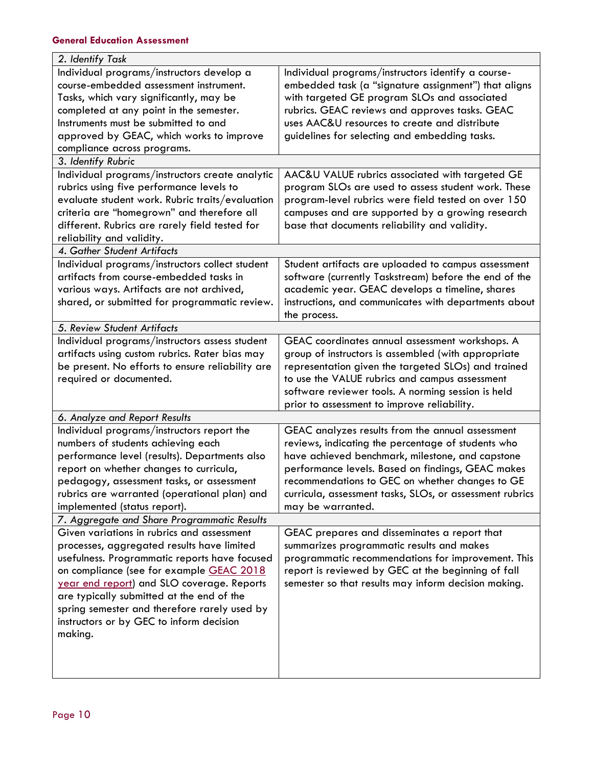| 2. *Identify Task* | |
|---|---|
| Individual programs/instructors develop a course-embedded assessment instrument. Tasks, which vary significantly, may be completed at any point in the semester. Instruments must be submitted to and approved by GEAC, which works to improve compliance across programs. | Individual programs/instructors identify a course-embedded task (a "signature assignment") that aligns with targeted GE program SLOs and associated rubrics. GEAC reviews and approves tasks. GEAC uses AAC&U resources to create and distribute guidelines for selecting and embedding tasks. |
| 3. *Identify Rubric* | |
| Individual programs/instructors create analytic rubrics using five performance levels to evaluate student work. Rubric traits/evaluation criteria are "homegrown" and therefore all different. Rubrics are rarely field tested for reliability and validity. | AAC&U VALUE rubrics associated with targeted GE program SLOs are used to assess student work. These program-level rubrics were field tested on over 150 campuses and are supported by a growing research base that documents reliability and validity. |
| 4. *Gather Student Artifacts* | |
| Individual programs/instructors collect student artifacts from course-embedded tasks in various ways. Artifacts are not archived, shared, or submitted for programmatic review. | Student artifacts are uploaded to campus assessment software (currently Taskstream) before the end of the academic year. GEAC develops a timeline, shares instructions, and communicates with departments about the process. |
| 5. *Review Student Artifacts* | |
| Individual programs/instructors assess student artifacts using custom rubrics. Rater bias may be present. No efforts to ensure reliability are required or documented. | GEAC coordinates annual assessment workshops. A group of instructors is assembled (with appropriate representation given the targeted SLOs) and trained to use the VALUE rubrics and campus assessment software reviewer tools. A norming session is held prior to assessment to improve reliability. |
| 6. *Analyze and Report Results* | |
| Individual programs/instructors report the numbers of students achieving each performance level (results). Departments also report on whether changes to curricula, pedagogy, assessment tasks, or assessment rubrics are warranted (operational plan) and implemented (status report). | GEAC analyzes results from the annual assessment reviews, indicating the percentage of students who have achieved benchmark, milestone, and capstone performance levels. Based on findings, GEAC makes recommendations to GEC on whether changes to GE curricula, assessment tasks, SLOs, or assessment rubrics may be warranted. |
| 7. *Aggregate and Share Programmatic Results* | |
| Given variations in rubrics and assessment processes, aggregated results have limited usefulness. Programmatic reports have focused on compliance (see for example GEAC 2018 year end report) and SLO coverage. Reports are typically submitted at the end of the spring semester and therefore rarely used by instructors or by GEC to inform decision making. | GEAC prepares and disseminates a report that summarizes programmatic results and makes programmatic recommendations for improvement. This report is reviewed by GEC at the beginning of fall semester so that results may inform decision making. |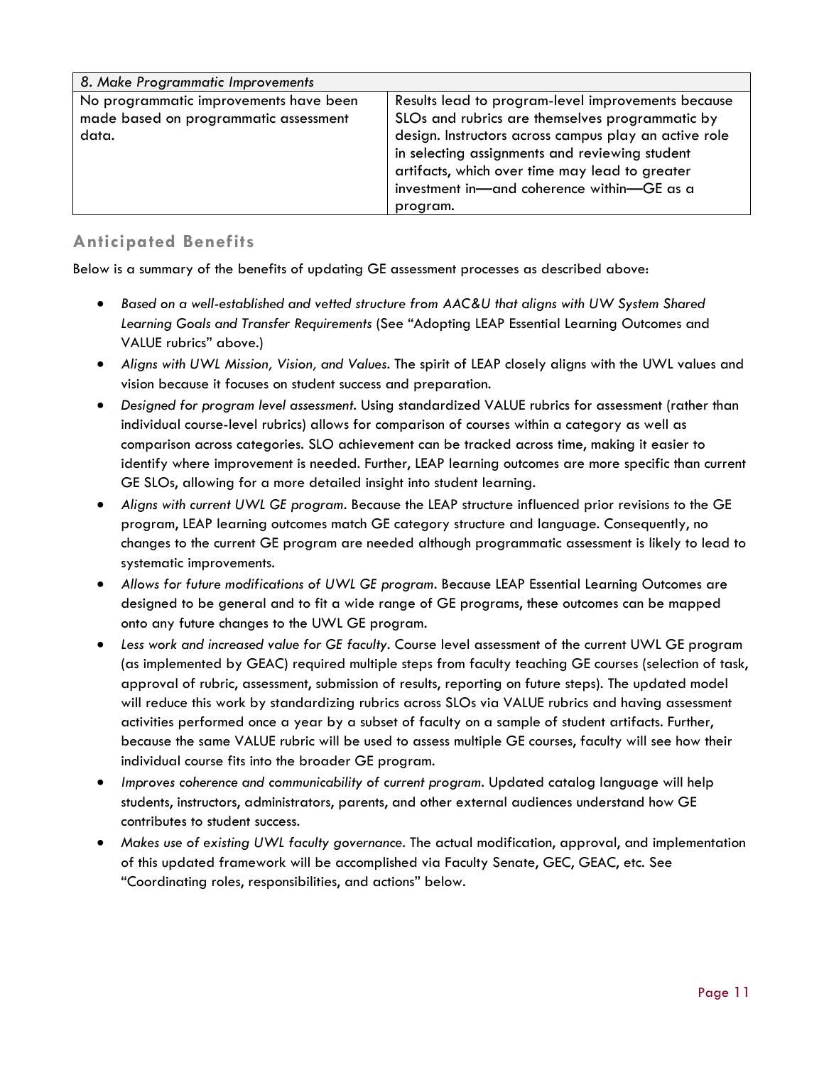| *8. Make Programmatic Improvements* | |
|---|---|
| No programmatic improvements have been made based on programmatic assessment data. | Results lead to program-level improvements because SLOs and rubrics are themselves programmatic by design. Instructors across campus play an active role in selecting assignments and reviewing student artifacts, which over time may lead to greater investment in—and coherence within—GE as a program. |

## Anticipated Benefits

Below is a summary of the benefits of updating GE assessment processes as described above:

- *Based on a well-established and vetted structure from AAC&U that aligns with UW System Shared Learning Goals and Transfer Requirements* (See "Adopting LEAP Essential Learning Outcomes and VALUE rubrics" above.)
- *Aligns with UWL Mission, Vision, and Values*. The spirit of LEAP closely aligns with the UWL values and vision because it focuses on student success and preparation.
- *Designed for program level assessment*. Using standardized VALUE rubrics for assessment (rather than individual course-level rubrics) allows for comparison of courses within a category as well as comparison across categories. SLO achievement can be tracked across time, making it easier to identify where improvement is needed. Further, LEAP learning outcomes are more specific than current GE SLOs, allowing for a more detailed insight into student learning.
- *Aligns with current UWL GE program*. Because the LEAP structure influenced prior revisions to the GE program, LEAP learning outcomes match GE category structure and language. Consequently, no changes to the current GE program are needed although programmatic assessment is likely to lead to systematic improvements.
- *Allows for future modifications of UWL GE program*. Because LEAP Essential Learning Outcomes are designed to be general and to fit a wide range of GE programs, these outcomes can be mapped onto any future changes to the UWL GE program.
- *Less work and increased value for GE faculty*. Course level assessment of the current UWL GE program (as implemented by GEAC) required multiple steps from faculty teaching GE courses (selection of task, approval of rubric, assessment, submission of results, reporting on future steps). The updated model will reduce this work by standardizing rubrics across SLOs via VALUE rubrics and having assessment activities performed once a year by a subset of faculty on a sample of student artifacts. Further, because the same VALUE rubric will be used to assess multiple GE courses, faculty will see how their individual course fits into the broader GE program.
- *Improves coherence and communicability of current program*. Updated catalog language will help students, instructors, administrators, parents, and other external audiences understand how GE contributes to student success.
- *Makes use of existing UWL faculty governance*. The actual modification, approval, and implementation of this updated framework will be accomplished via Faculty Senate, GEC, GEAC, etc. See "Coordinating roles, responsibilities, and actions" below.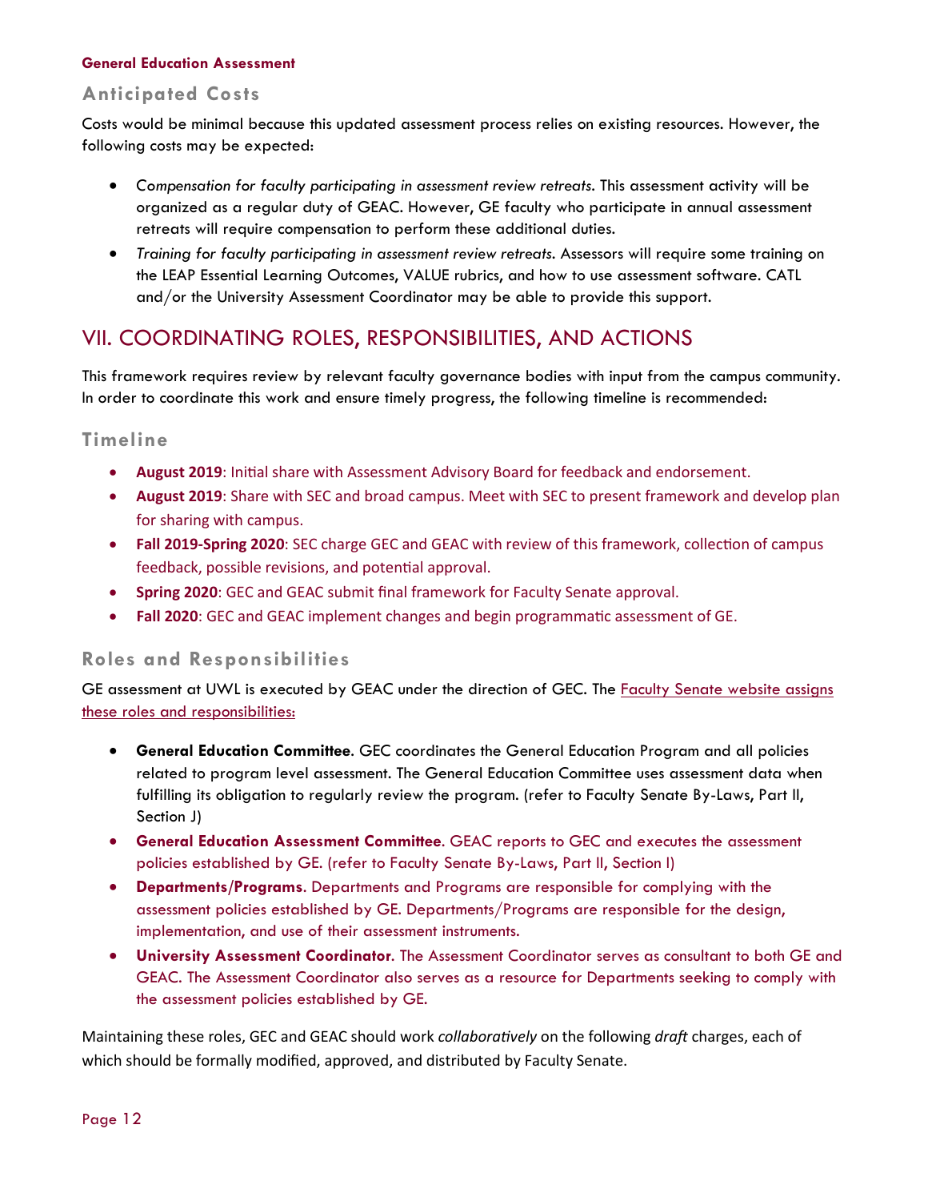## Anticipated Costs

Costs would be minimal because this updated assessment process relies on existing resources. However, the following costs may be expected:

- *Compensation for faculty participating in assessment review retreats.* This assessment activity will be organized as a regular duty of GEAC. However, GE faculty who participate in annual assessment retreats will require compensation to perform these additional duties.
- *Training for faculty participating in assessment review retreats.* Assessors will require some training on the LEAP Essential Learning Outcomes, VALUE rubrics, and how to use assessment software. CATL and/or the University Assessment Coordinator may be able to provide this support.

# VII. COORDINATING ROLES, RESPONSIBILITIES, AND ACTIONS

This framework requires review by relevant faculty governance bodies with input from the campus community. In order to coordinate this work and ensure timely progress, the following timeline is recommended:

## Timeline

- **August 2019**: Initial share with Assessment Advisory Board for feedback and endorsement.
- **August 2019**: Share with SEC and broad campus. Meet with SEC to present framework and develop plan for sharing with campus.
- **Fall 2019-Spring 2020**: SEC charge GEC and GEAC with review of this framework, collection of campus feedback, possible revisions, and potential approval.
- **Spring 2020**: GEC and GEAC submit final framework for Faculty Senate approval.
- **Fall 2020**: GEC and GEAC implement changes and begin programmatic assessment of GE.

## Roles and Responsibilities

GE assessment at UWL is executed by GEAC under the direction of GEC. The Faculty Senate website assigns these roles and responsibilities:

- **General Education Committee**. GEC coordinates the General Education Program and all policies related to program level assessment. The General Education Committee uses assessment data when fulfilling its obligation to regularly review the program. (refer to Faculty Senate By-Laws, Part II, Section J)
- **General Education Assessment Committee**. GEAC reports to GEC and executes the assessment policies established by GE. (refer to Faculty Senate By-Laws, Part II, Section I)
- **Departments/Programs**. Departments and Programs are responsible for complying with the assessment policies established by GE. Departments/Programs are responsible for the design, implementation, and use of their assessment instruments.
- **University Assessment Coordinator**. The Assessment Coordinator serves as consultant to both GE and GEAC. The Assessment Coordinator also serves as a resource for Departments seeking to comply with the assessment policies established by GE.

Maintaining these roles, GEC and GEAC should work *collaboratively* on the following *draft* charges, each of which should be formally modified, approved, and distributed by Faculty Senate.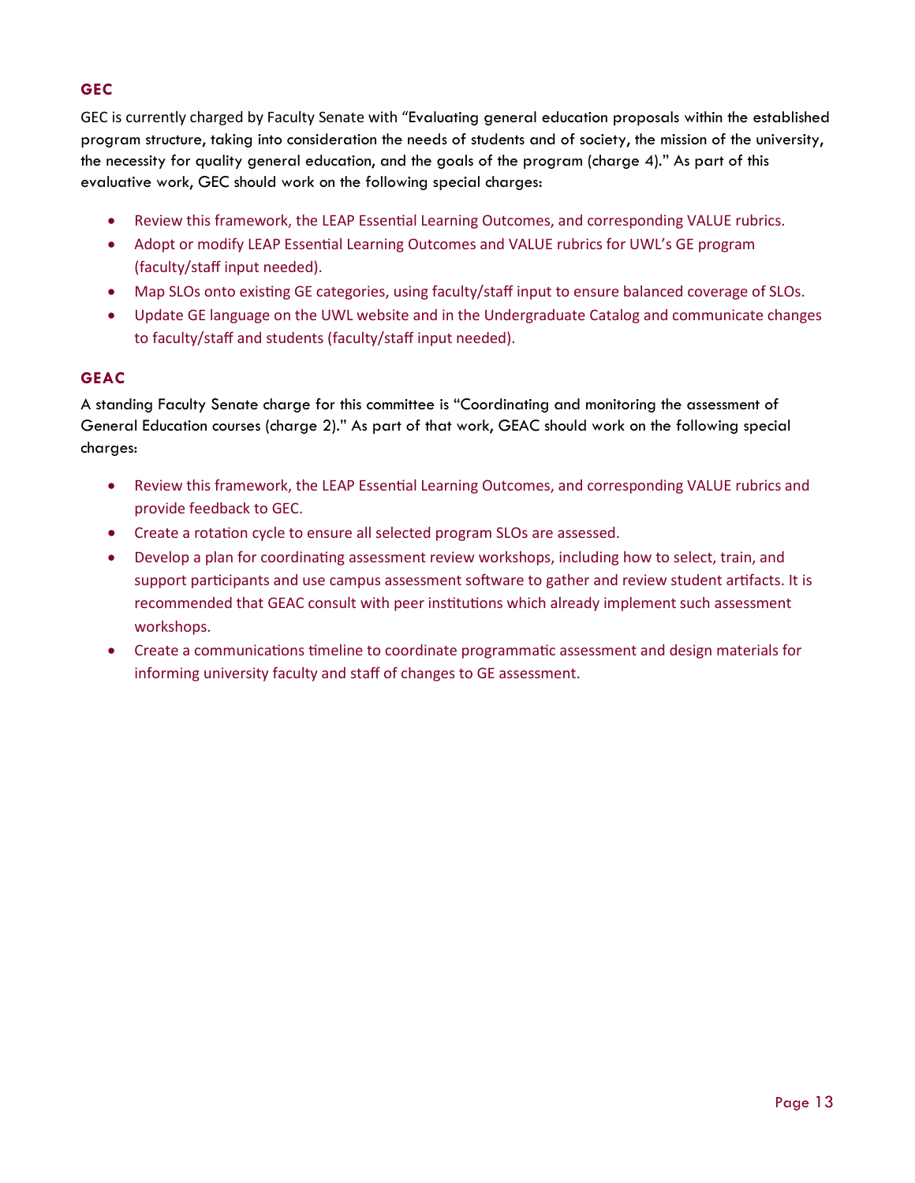### GEC

GEC is currently charged by Faculty Senate with "Evaluating general education proposals within the established program structure, taking into consideration the needs of students and of society, the mission of the university, the necessity for quality general education, and the goals of the program (charge 4)." As part of this evaluative work, GEC should work on the following special charges:

- Review this framework, the LEAP Essential Learning Outcomes, and corresponding VALUE rubrics.
- Adopt or modify LEAP Essential Learning Outcomes and VALUE rubrics for UWL's GE program (faculty/staff input needed).
- Map SLOs onto existing GE categories, using faculty/staff input to ensure balanced coverage of SLOs.
- Update GE language on the UWL website and in the Undergraduate Catalog and communicate changes to faculty/staff and students (faculty/staff input needed).

### GEAC

A standing Faculty Senate charge for this committee is "Coordinating and monitoring the assessment of General Education courses (charge 2)." As part of that work, GEAC should work on the following special charges:

- Review this framework, the LEAP Essential Learning Outcomes, and corresponding VALUE rubrics and provide feedback to GEC.
- Create a rotation cycle to ensure all selected program SLOs are assessed.
- Develop a plan for coordinating assessment review workshops, including how to select, train, and support participants and use campus assessment software to gather and review student artifacts. It is recommended that GEAC consult with peer institutions which already implement such assessment workshops.
- Create a communications timeline to coordinate programmatic assessment and design materials for informing university faculty and staff of changes to GE assessment.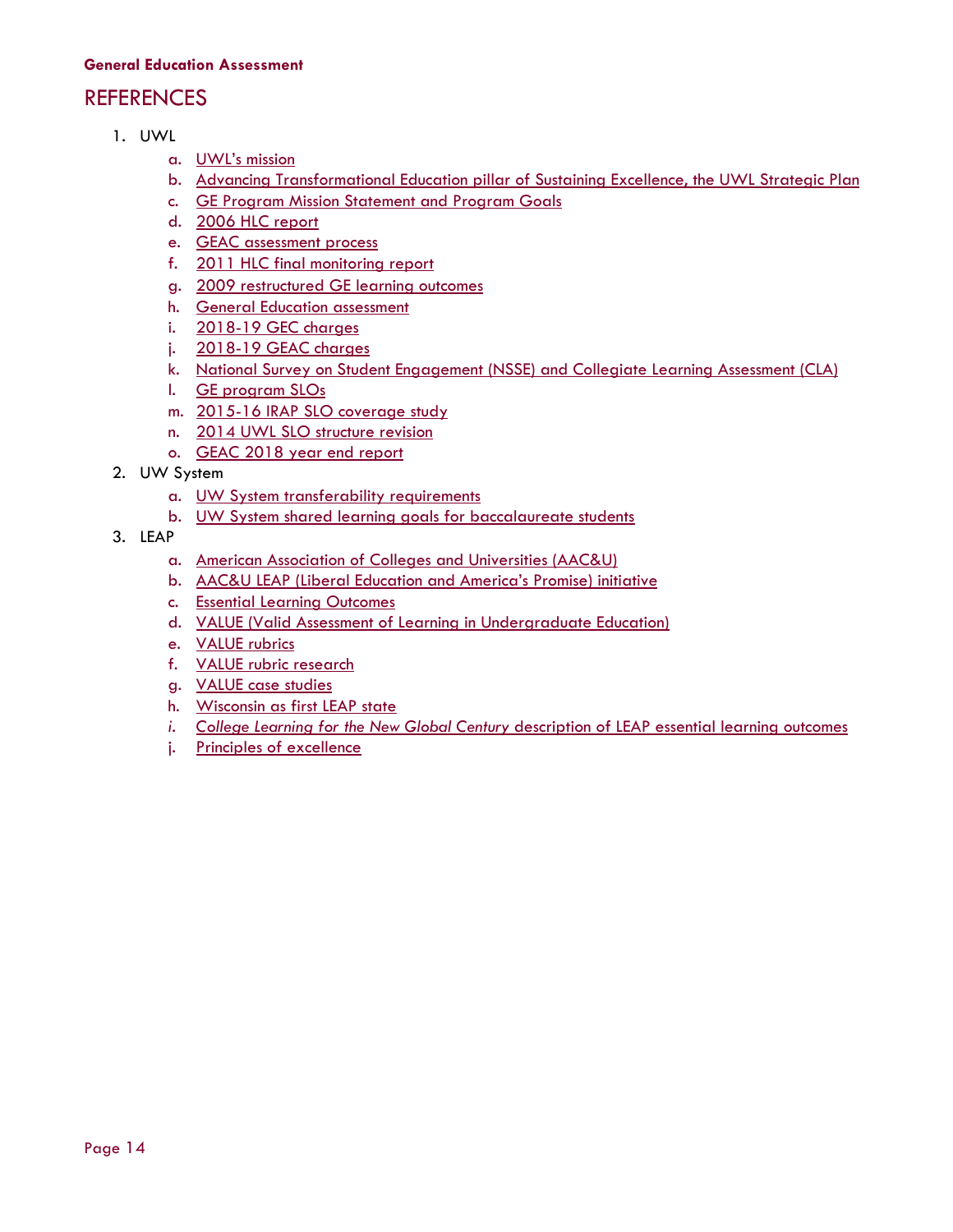# REFERENCES

1. UWL
    a. UWL's mission
    b. Advancing Transformational Education pillar of Sustaining Excellence, the UWL Strategic Plan
    c. GE Program Mission Statement and Program Goals
    d. 2006 HLC report
    e. GEAC assessment process
    f. 2011 HLC final monitoring report
    g. 2009 restructured GE learning outcomes
    h. General Education assessment
    i. 2018-19 GEC charges
    j. 2018-19 GEAC charges
    k. National Survey on Student Engagement (NSSE) and Collegiate Learning Assessment (CLA)
    l. GE program SLOs
    m. 2015-16 IRAP SLO coverage study
    n. 2014 UWL SLO structure revision
    o. GEAC 2018 year end report
2. UW System
    a. UW System transferability requirements
    b. UW System shared learning goals for baccalaureate students
3. LEAP
    a. American Association of Colleges and Universities (AAC&U)
    b. AAC&U LEAP (Liberal Education and America's Promise) initiative
    c. Essential Learning Outcomes
    d. VALUE (Valid Assessment of Learning in Undergraduate Education)
    e. VALUE rubrics
    f. VALUE rubric research
    g. VALUE case studies
    h. Wisconsin as first LEAP state
    i. *College Learning for the New Global Century* description of LEAP essential learning outcomes
    j. Principles of excellence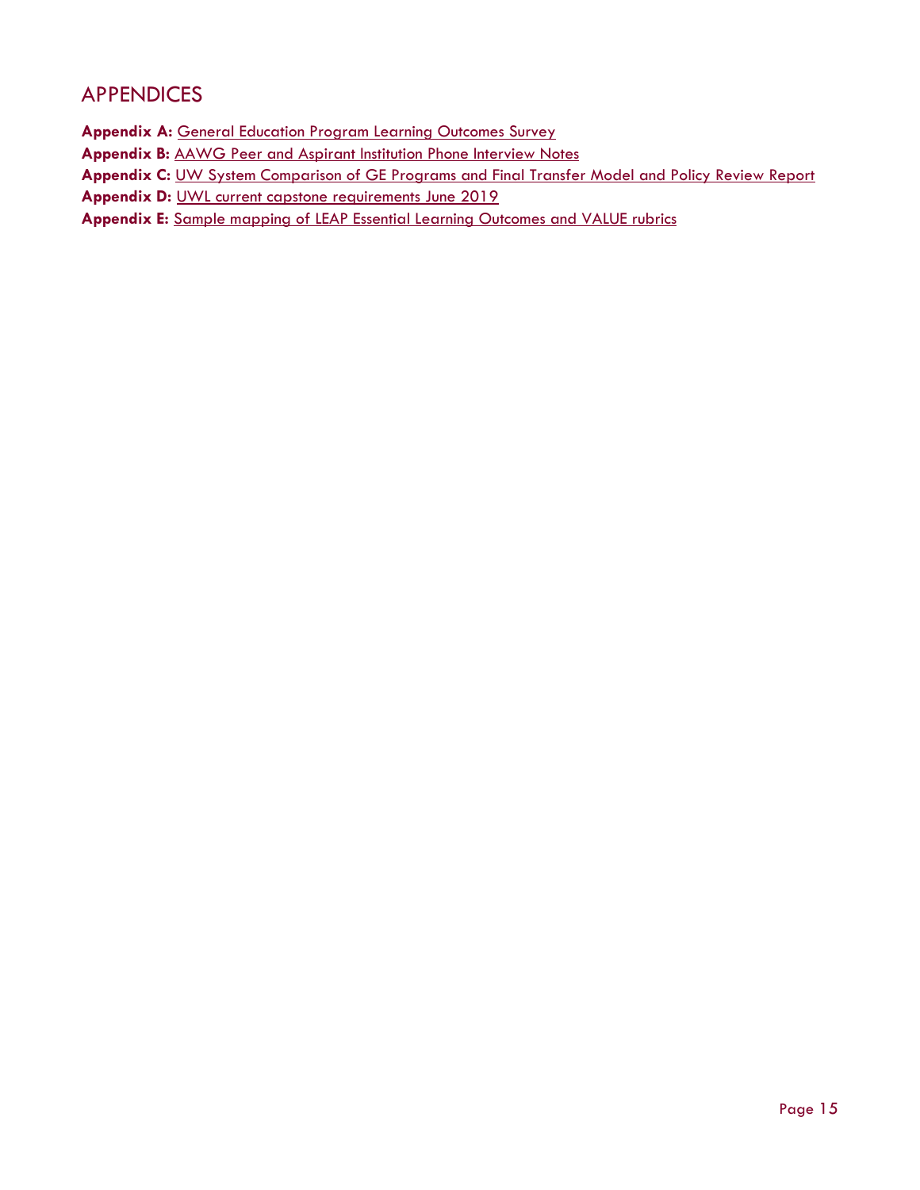## APPENDICES

**Appendix A:** General Education Program Learning Outcomes Survey

**Appendix B:** AAWG Peer and Aspirant Institution Phone Interview Notes

**Appendix C:** UW System Comparison of GE Programs and Final Transfer Model and Policy Review Report

**Appendix D:** UWL current capstone requirements June 2019

**Appendix E:** Sample mapping of LEAP Essential Learning Outcomes and VALUE rubrics